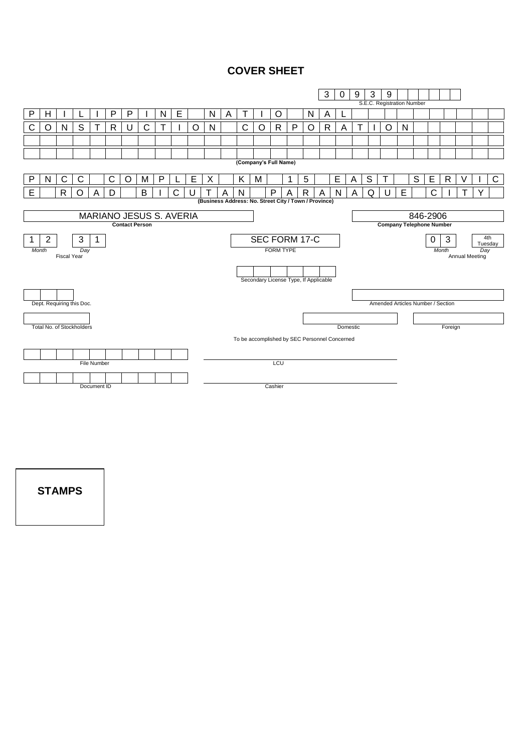# COVER SHEET

**S.E.C. Registration Number:** 3 0 9 3 9

**(Company's Full Name)**

PHILIPPINE NATIONAL CONSTRUCTION CORPORATION

**(Business Address: No. Street City / Town / Province)**

PNCC COMPLEX KM 15 EAST SERVICE ROAD BICUTAN PARANAQUE CITY

| Contact Person | Company Telephone Number |
|---|---|
| MARIANO JESUS S. AVERIA | 846-2906 |

| Fiscal Year (Month / Day) | FORM TYPE | Annual Meeting (Month / Day) |
|---|---|---|
| 12 / 31 | SEC FORM 17-C | 03 / 4th Tuesday |

Secondary License Type, If Applicable:

Dept. Requiring this Doc.:

Amended Articles Number / Section:

Total No. of Stockholders:

Domestic:

Foreign:

To be accomplished by SEC Personnel Concerned

File Number:

LCU:

Document ID:

Cashier:

**STAMPS**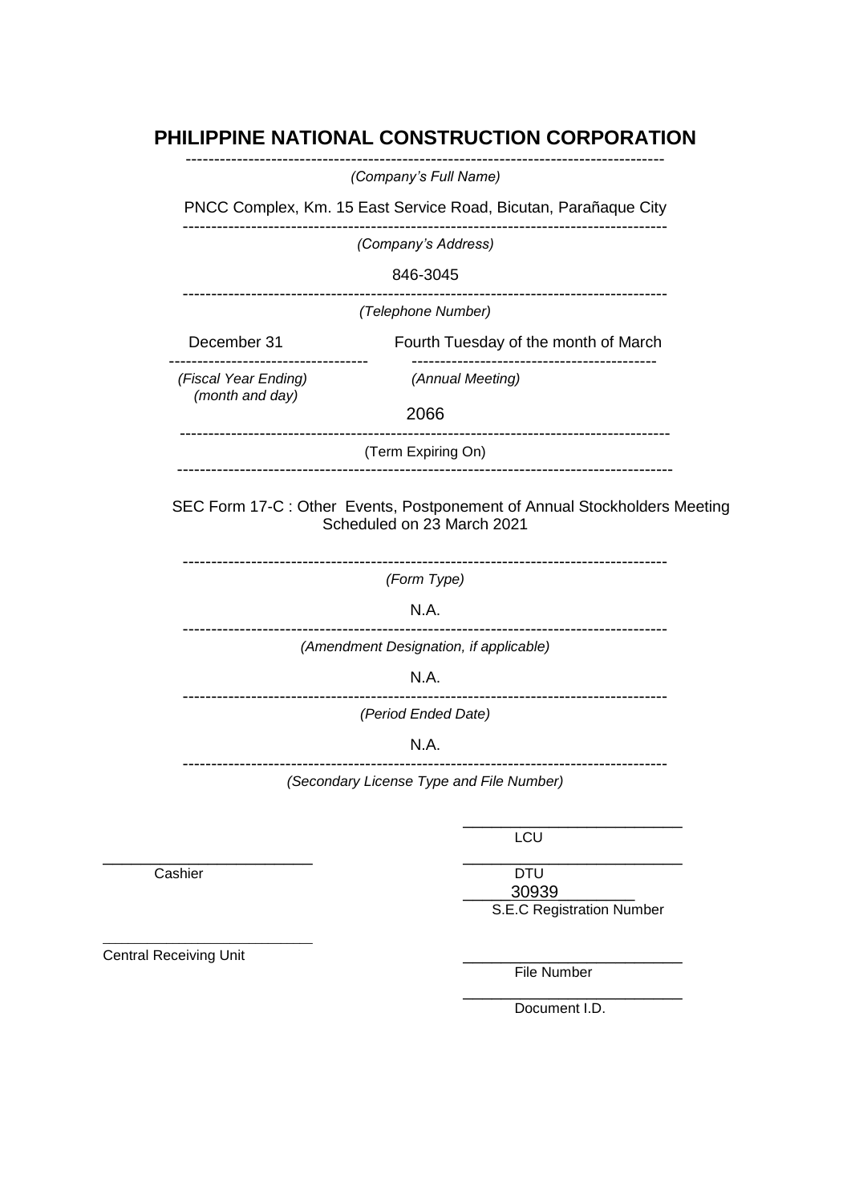# PHILIPPINE NATIONAL CONSTRUCTION CORPORATION

*(Company's Full Name)*

PNCC Complex, Km. 15 East Service Road, Bicutan, Parañaque City

*(Company's Address)*

846-3045

*(Telephone Number)*

| December 31 | Fourth Tuesday of the month of March |
|---|---|
| *(Fiscal Year Ending) (month and day)* | *(Annual Meeting)* |

2066

(Term Expiring On)

SEC Form 17-C : Other Events, Postponement of Annual Stockholders Meeting Scheduled on 23 March 2021

*(Form Type)*

N.A.

*(Amendment Designation, if applicable)*

N.A.

*(Period Ended Date)*

N.A.

*(Secondary License Type and File Number)*

LCU

Cashier

DTU

30939

S.E.C Registration Number

Central Receiving Unit

File Number

Document I.D.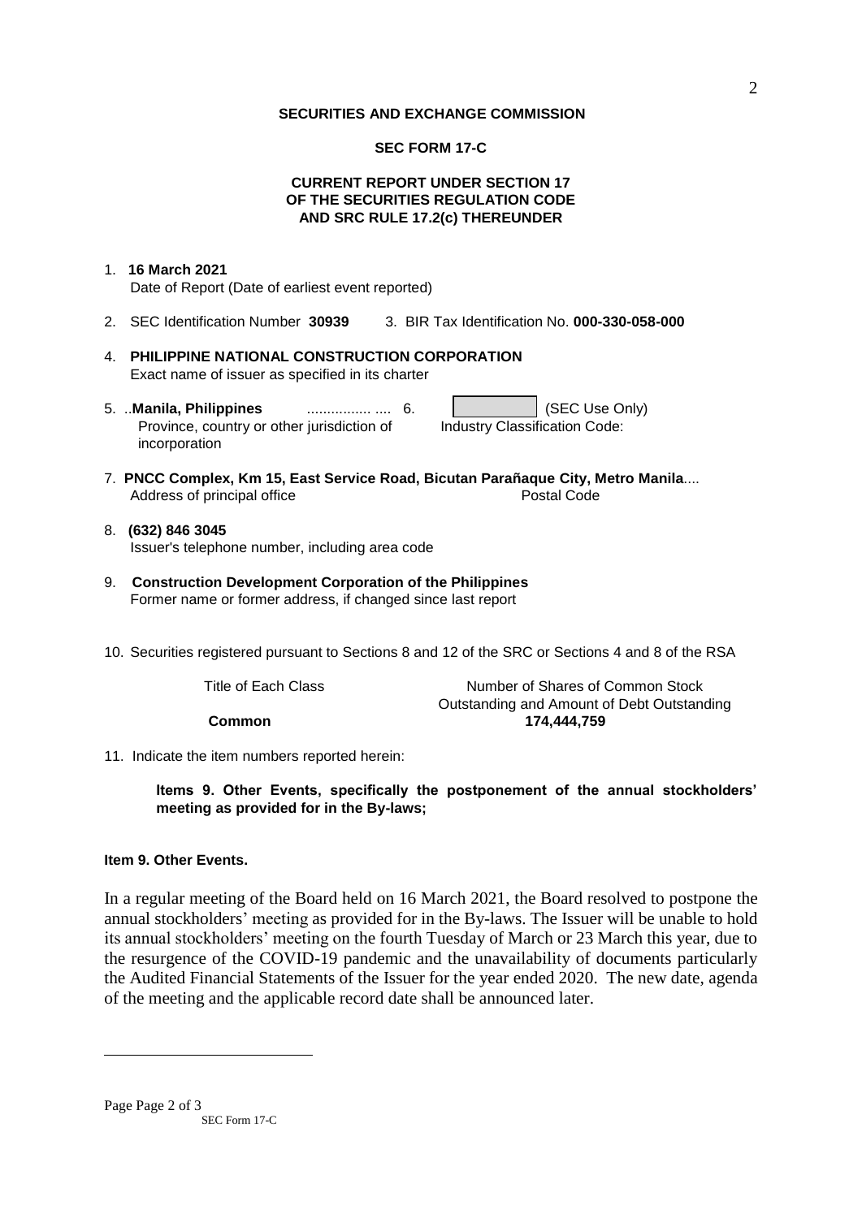**SECURITIES AND EXCHANGE COMMISSION**

**SEC FORM 17-C**

**CURRENT REPORT UNDER SECTION 17 OF THE SECURITIES REGULATION CODE AND SRC RULE 17.2(c) THEREUNDER**

1. **16 March 2021**
   Date of Report (Date of earliest event reported)

2. SEC Identification Number **30939** 3. BIR Tax Identification No. **000-330-058-000**

4. **PHILIPPINE NATIONAL CONSTRUCTION CORPORATION**
   Exact name of issuer as specified in its charter

5. ..**Manila, Philippines** ................ .... 6. [ ] (SEC Use Only)
   Province, country or other jurisdiction of incorporation    Industry Classification Code:

7. **PNCC Complex, Km 15, East Service Road, Bicutan Parañaque City, Metro Manila**....
   Address of principal office    Postal Code

8. **(632) 846 3045**
   Issuer's telephone number, including area code

9. **Construction Development Corporation of the Philippines**
   Former name or former address, if changed since last report

10. Securities registered pursuant to Sections 8 and 12 of the SRC or Sections 4 and 8 of the RSA

| Title of Each Class | Number of Shares of Common Stock Outstanding and Amount of Debt Outstanding |
|---|---|
| **Common** | **174,444,759** |

11. Indicate the item numbers reported herein:

    **Items 9. Other Events, specifically the postponement of the annual stockholders' meeting as provided for in the By-laws;**

**Item 9. Other Events.**

In a regular meeting of the Board held on 16 March 2021, the Board resolved to postpone the annual stockholders' meeting as provided for in the By-laws. The Issuer will be unable to hold its annual stockholders' meeting on the fourth Tuesday of March or 23 March this year, due to the resurgence of the COVID-19 pandemic and the unavailability of documents particularly the Audited Financial Statements of the Issuer for the year ended 2020. The new date, agenda of the meeting and the applicable record date shall be announced later.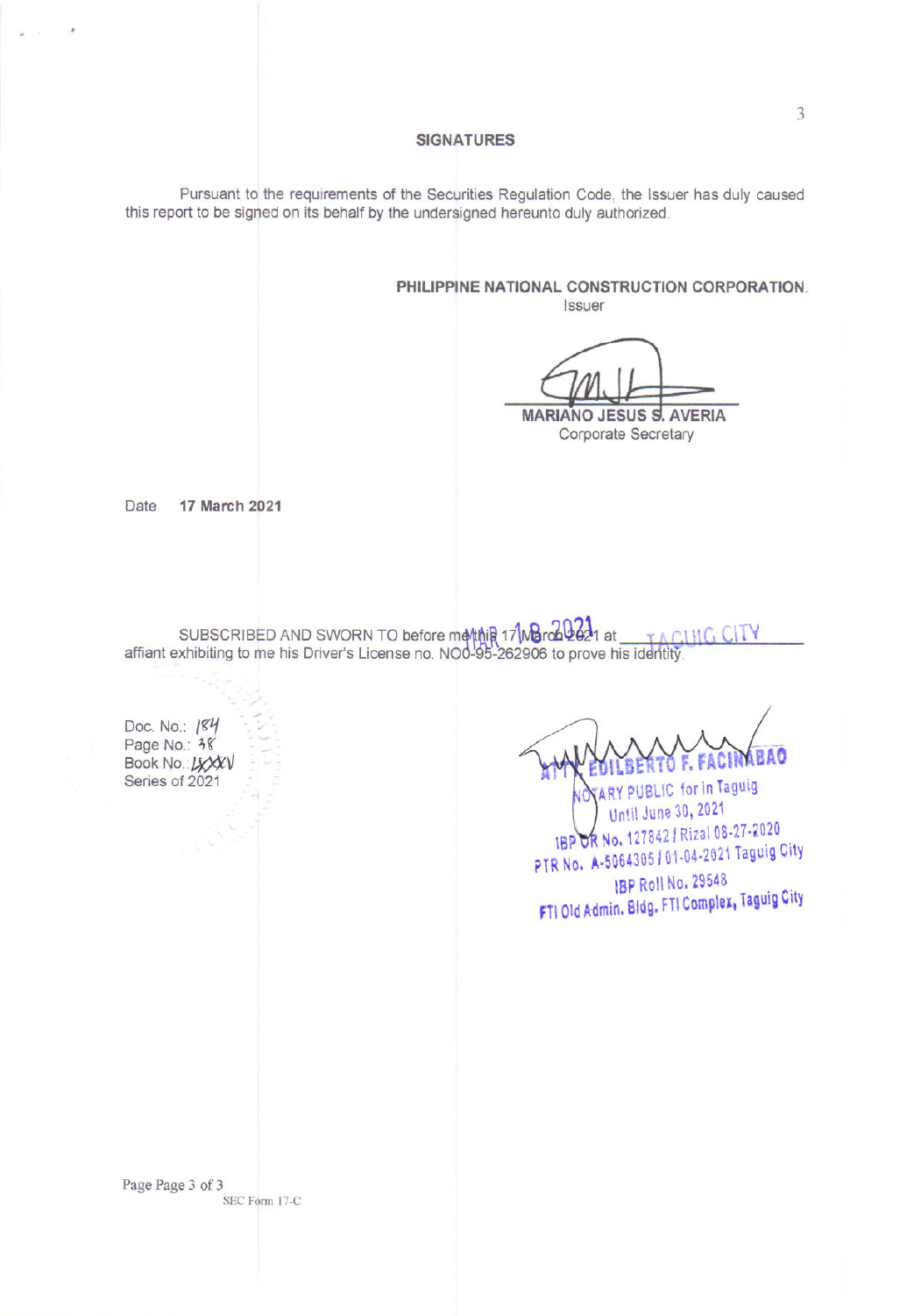## SIGNATURES

Pursuant to the requirements of the Securities Regulation Code, the Issuer has duly caused this report to be signed on its behalf by the undersigned hereunto duly authorized.

**PHILIPPINE NATIONAL CONSTRUCTION CORPORATION**
Issuer

**MARIANO JESUS S. AVERIA**
Corporate Secretary

Date **17 March 2021**

SUBSCRIBED AND SWORN TO before me this 17 March 2021 at TAGUIG CITY affiant exhibiting to me his Driver's License no. NO0-95-262906 to prove his identity.

Doc. No.: 184
Page No.: 38
Book No.: LXXV
Series of 2021

ATTY. EDILBERTO F. FACINABAO
NOTARY PUBLIC for in Taguig
Until June 30, 2021
IBP OR No. 127842 / Rizal 08-27-2020
PTR No. A-5064305 / 01-04-2021 Taguig City
IBP Roll No. 29548
FTI Old Admin. Bldg. FTI Complex, Taguig City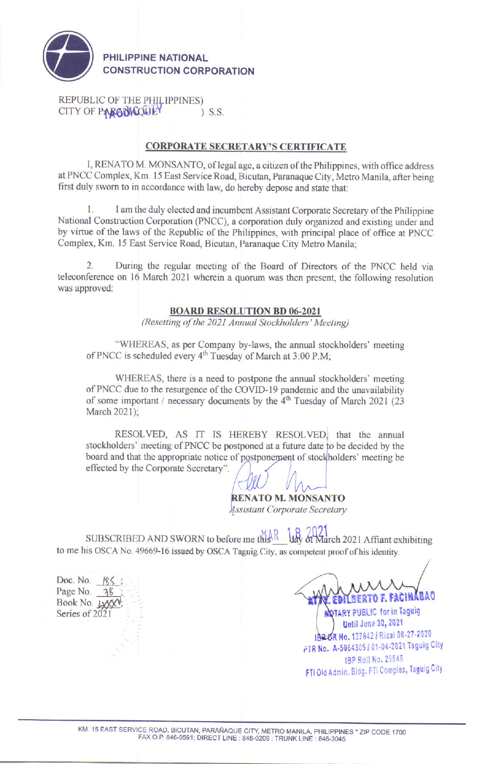PHILIPPINE NATIONAL
CONSTRUCTION CORPORATION

REPUBLIC OF THE PHILIPPINES)
CITY OF PARANAQUE ) S.S.

## CORPORATE SECRETARY'S CERTIFICATE

I, RENATO M. MONSANTO, of legal age, a citizen of the Philippines, with office address at PNCC Complex, Km. 15 East Service Road, Bicutan, Paranaque City, Metro Manila, after being first duly sworn to in accordance with law, do hereby depose and state that:

1. I am the duly elected and incumbent Assistant Corporate Secretary of the Philippine National Construction Corporation (PNCC), a corporation duly organized and existing under and by virtue of the laws of the Republic of the Philippines, with principal place of office at PNCC Complex, Km. 15 East Service Road, Bicutan, Paranaque City Metro Manila;

2. During the regular meeting of the Board of Directors of the PNCC held via teleconference on 16 March 2021 wherein a quorum was then present, the following resolution was approved:

**BOARD RESOLUTION BD 06-2021**

*(Resetting of the 2021 Annual Stockholders' Meeting)*

"WHEREAS, as per Company by-laws, the annual stockholders' meeting of PNCC is scheduled every 4th Tuesday of March at 3:00 P.M;

WHEREAS, there is a need to postpone the annual stockholders' meeting of PNCC due to the resurgence of the COVID-19 pandemic and the unavailability of some important / necessary documents by the 4th Tuesday of March 2021 (23 March 2021);

RESOLVED, AS IT IS HEREBY RESOLVED, that the annual stockholders' meeting of PNCC be postponed at a future date to be decided by the board and that the appropriate notice of postponement of stockholders' meeting be effected by the Corporate Secretary".

**RENATO M. MONSANTO**
*Assistant Corporate Secretary*

SUBSCRIBED AND SWORN to before me this MAR 18 2021 day of March 2021 Affiant exhibiting to me his OSCA No. 49669-16 issued by OSCA Taguig City, as competent proof of his identity.

Doc. No. 185 ;
Page No. 38 ;
Book No. LXXXV;
Series of 2021

ATTY. EDILBERTO F. FACINABAO
NOTARY PUBLIC for in Taguig
Until June 30, 2021
IBP OR No. 127842 / Rizal 08-27-2020
PTR No. A-5064305 / 01-04-2021 Taguig City
IBP Roll No. 29548
FTI Old Admin. Bldg. FTI Complex, Taguig City